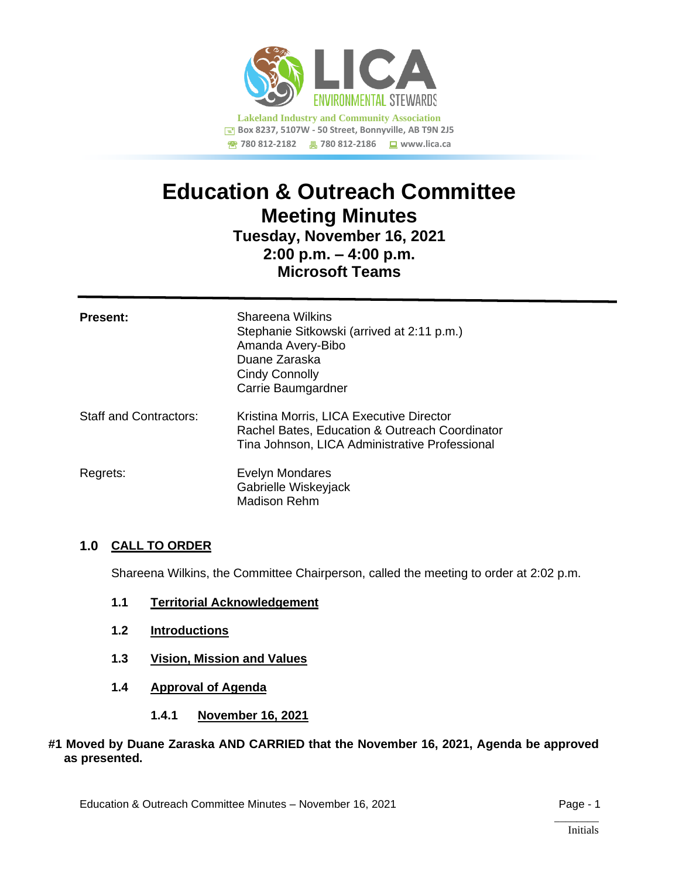LICA ENVIRONMENTAL STEWARDS

**Lakeland Industry and Community Association**
Box 8237, 5107W - 50 Street, Bonnyville, AB T9N 2J5
780 812-2182 780 812-2186 www.lica.ca

# Education & Outreach Committee

## Meeting Minutes

### Tuesday, November 16, 2021
### 2:00 p.m. – 4:00 p.m.
### Microsoft Teams

| | |
|---|---|
| **Present:** | Shareena Wilkins<br>Stephanie Sitkowski (arrived at 2:11 p.m.)<br>Amanda Avery-Bibo<br>Duane Zaraska<br>Cindy Connolly<br>Carrie Baumgardner |
| Staff and Contractors: | Kristina Morris, LICA Executive Director<br>Rachel Bates, Education & Outreach Coordinator<br>Tina Johnson, LICA Administrative Professional |
| Regrets: | Evelyn Mondares<br>Gabrielle Wiskeyjack<br>Madison Rehm |

### 1.0 CALL TO ORDER

Shareena Wilkins, the Committee Chairperson, called the meeting to order at 2:02 p.m.

**1.1 Territorial Acknowledgement**

**1.2 Introductions**

**1.3 Vision, Mission and Values**

**1.4 Approval of Agenda**

**1.4.1 November 16, 2021**

**#1 Moved by Duane Zaraska AND CARRIED that the November 16, 2021, Agenda be approved as presented.**

Initials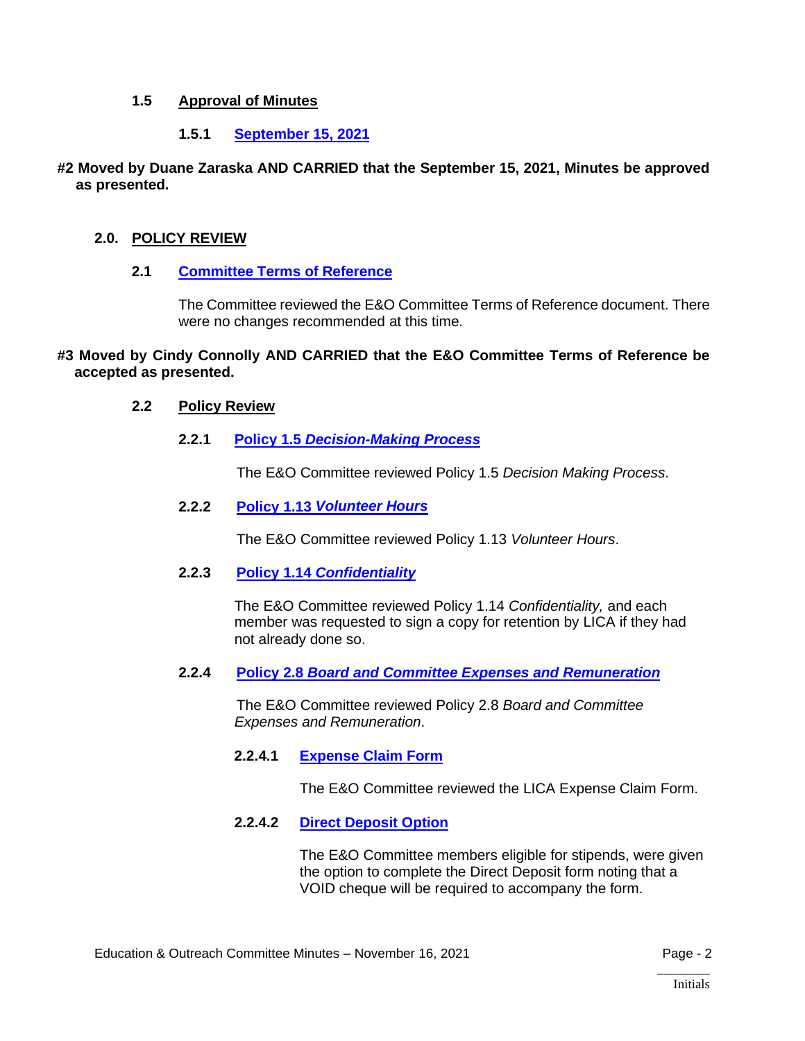### 1.5 Approval of Minutes

#### 1.5.1 September 15, 2021

**#2 Moved by Duane Zaraska AND CARRIED that the September 15, 2021, Minutes be approved as presented.**

## 2.0. POLICY REVIEW

### 2.1 Committee Terms of Reference

The Committee reviewed the E&O Committee Terms of Reference document. There were no changes recommended at this time.

**#3 Moved by Cindy Connolly AND CARRIED that the E&O Committee Terms of Reference be accepted as presented.**

### 2.2 Policy Review

#### 2.2.1 Policy 1.5 *Decision-Making Process*

The E&O Committee reviewed Policy 1.5 *Decision Making Process*.

#### 2.2.2 Policy 1.13 *Volunteer Hours*

The E&O Committee reviewed Policy 1.13 *Volunteer Hours*.

#### 2.2.3 Policy 1.14 *Confidentiality*

The E&O Committee reviewed Policy 1.14 *Confidentiality,* and each member was requested to sign a copy for retention by LICA if they had not already done so.

#### 2.2.4 Policy 2.8 *Board and Committee Expenses and Remuneration*

The E&O Committee reviewed Policy 2.8 *Board and Committee Expenses and Remuneration*.

##### 2.2.4.1 Expense Claim Form

The E&O Committee reviewed the LICA Expense Claim Form.

##### 2.2.4.2 Direct Deposit Option

The E&O Committee members eligible for stipends, were given the option to complete the Direct Deposit form noting that a VOID cheque will be required to accompany the form.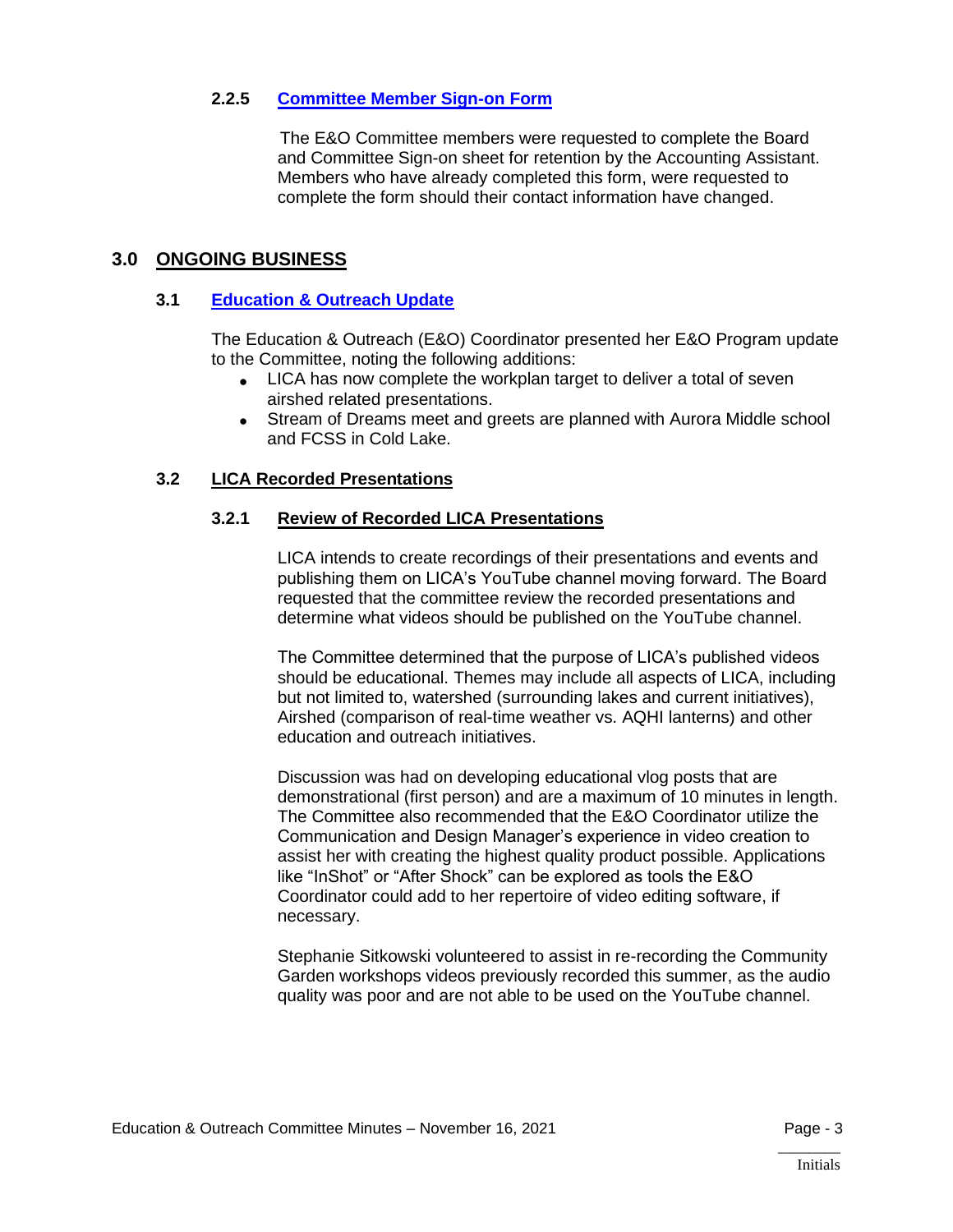#### 2.2.5 Committee Member Sign-on Form

The E&O Committee members were requested to complete the Board and Committee Sign-on sheet for retention by the Accounting Assistant. Members who have already completed this form, were requested to complete the form should their contact information have changed.

## 3.0 ONGOING BUSINESS

### 3.1 Education & Outreach Update

The Education & Outreach (E&O) Coordinator presented her E&O Program update to the Committee, noting the following additions:

- LICA has now complete the workplan target to deliver a total of seven airshed related presentations.
- Stream of Dreams meet and greets are planned with Aurora Middle school and FCSS in Cold Lake.

### 3.2 LICA Recorded Presentations

#### 3.2.1 Review of Recorded LICA Presentations

LICA intends to create recordings of their presentations and events and publishing them on LICA's YouTube channel moving forward. The Board requested that the committee review the recorded presentations and determine what videos should be published on the YouTube channel.

The Committee determined that the purpose of LICA's published videos should be educational. Themes may include all aspects of LICA, including but not limited to, watershed (surrounding lakes and current initiatives), Airshed (comparison of real-time weather vs. AQHI lanterns) and other education and outreach initiatives.

Discussion was had on developing educational vlog posts that are demonstrational (first person) and are a maximum of 10 minutes in length. The Committee also recommended that the E&O Coordinator utilize the Communication and Design Manager's experience in video creation to assist her with creating the highest quality product possible. Applications like "InShot" or "After Shock" can be explored as tools the E&O Coordinator could add to her repertoire of video editing software, if necessary.

Stephanie Sitkowski volunteered to assist in re-recording the Community Garden workshops videos previously recorded this summer, as the audio quality was poor and are not able to be used on the YouTube channel.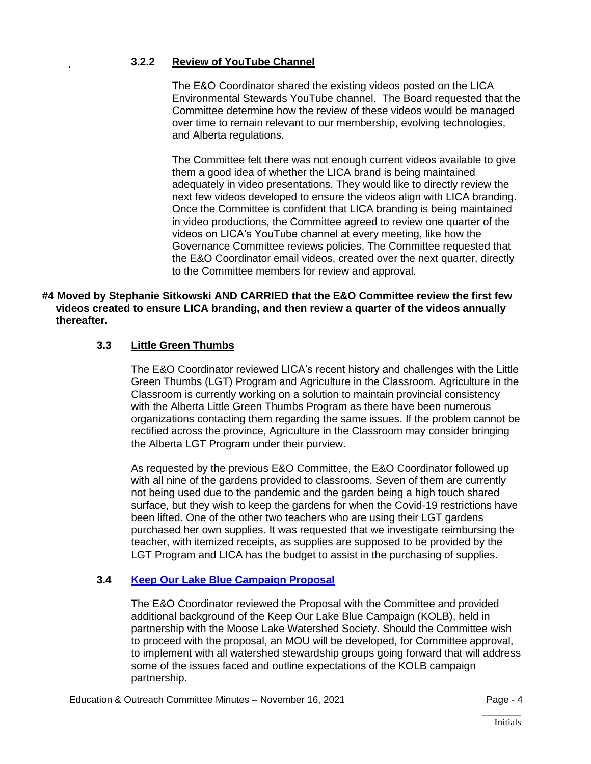#### 3.2.2 Review of YouTube Channel

The E&O Coordinator shared the existing videos posted on the LICA Environmental Stewards YouTube channel. The Board requested that the Committee determine how the review of these videos would be managed over time to remain relevant to our membership, evolving technologies, and Alberta regulations.

The Committee felt there was not enough current videos available to give them a good idea of whether the LICA brand is being maintained adequately in video presentations. They would like to directly review the next few videos developed to ensure the videos align with LICA branding. Once the Committee is confident that LICA branding is being maintained in video productions, the Committee agreed to review one quarter of the videos on LICA's YouTube channel at every meeting, like how the Governance Committee reviews policies. The Committee requested that the E&O Coordinator email videos, created over the next quarter, directly to the Committee members for review and approval.

**#4 Moved by Stephanie Sitkowski AND CARRIED that the E&O Committee review the first few videos created to ensure LICA branding, and then review a quarter of the videos annually thereafter.**

### 3.3 Little Green Thumbs

The E&O Coordinator reviewed LICA's recent history and challenges with the Little Green Thumbs (LGT) Program and Agriculture in the Classroom. Agriculture in the Classroom is currently working on a solution to maintain provincial consistency with the Alberta Little Green Thumbs Program as there have been numerous organizations contacting them regarding the same issues. If the problem cannot be rectified across the province, Agriculture in the Classroom may consider bringing the Alberta LGT Program under their purview.

As requested by the previous E&O Committee, the E&O Coordinator followed up with all nine of the gardens provided to classrooms. Seven of them are currently not being used due to the pandemic and the garden being a high touch shared surface, but they wish to keep the gardens for when the Covid-19 restrictions have been lifted. One of the other two teachers who are using their LGT gardens purchased her own supplies. It was requested that we investigate reimbursing the teacher, with itemized receipts, as supplies are supposed to be provided by the LGT Program and LICA has the budget to assist in the purchasing of supplies.

### 3.4 Keep Our Lake Blue Campaign Proposal

The E&O Coordinator reviewed the Proposal with the Committee and provided additional background of the Keep Our Lake Blue Campaign (KOLB), held in partnership with the Moose Lake Watershed Society. Should the Committee wish to proceed with the proposal, an MOU will be developed, for Committee approval, to implement with all watershed stewardship groups going forward that will address some of the issues faced and outline expectations of the KOLB campaign partnership.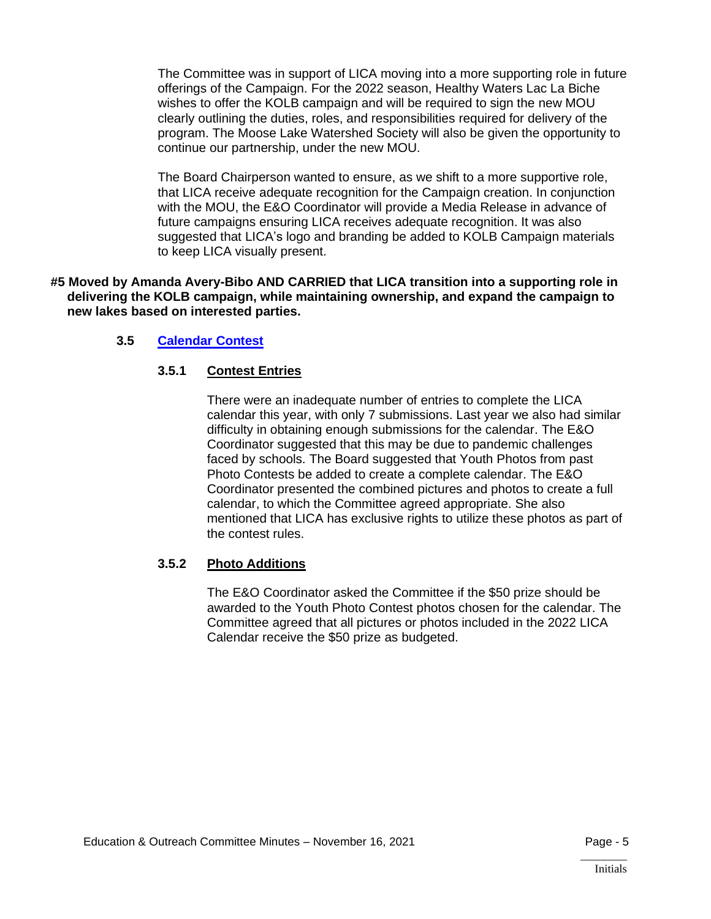The Committee was in support of LICA moving into a more supporting role in future offerings of the Campaign. For the 2022 season, Healthy Waters Lac La Biche wishes to offer the KOLB campaign and will be required to sign the new MOU clearly outlining the duties, roles, and responsibilities required for delivery of the program. The Moose Lake Watershed Society will also be given the opportunity to continue our partnership, under the new MOU.

The Board Chairperson wanted to ensure, as we shift to a more supportive role, that LICA receive adequate recognition for the Campaign creation. In conjunction with the MOU, the E&O Coordinator will provide a Media Release in advance of future campaigns ensuring LICA receives adequate recognition. It was also suggested that LICA's logo and branding be added to KOLB Campaign materials to keep LICA visually present.

**#5 Moved by Amanda Avery-Bibo AND CARRIED that LICA transition into a supporting role in delivering the KOLB campaign, while maintaining ownership, and expand the campaign to new lakes based on interested parties.**

### 3.5 Calendar Contest

#### 3.5.1 Contest Entries

There were an inadequate number of entries to complete the LICA calendar this year, with only 7 submissions. Last year we also had similar difficulty in obtaining enough submissions for the calendar. The E&O Coordinator suggested that this may be due to pandemic challenges faced by schools. The Board suggested that Youth Photos from past Photo Contests be added to create a complete calendar. The E&O Coordinator presented the combined pictures and photos to create a full calendar, to which the Committee agreed appropriate. She also mentioned that LICA has exclusive rights to utilize these photos as part of the contest rules.

#### 3.5.2 Photo Additions

The E&O Coordinator asked the Committee if the $50 prize should be awarded to the Youth Photo Contest photos chosen for the calendar. The Committee agreed that all pictures or photos included in the 2022 LICA Calendar receive the $50 prize as budgeted.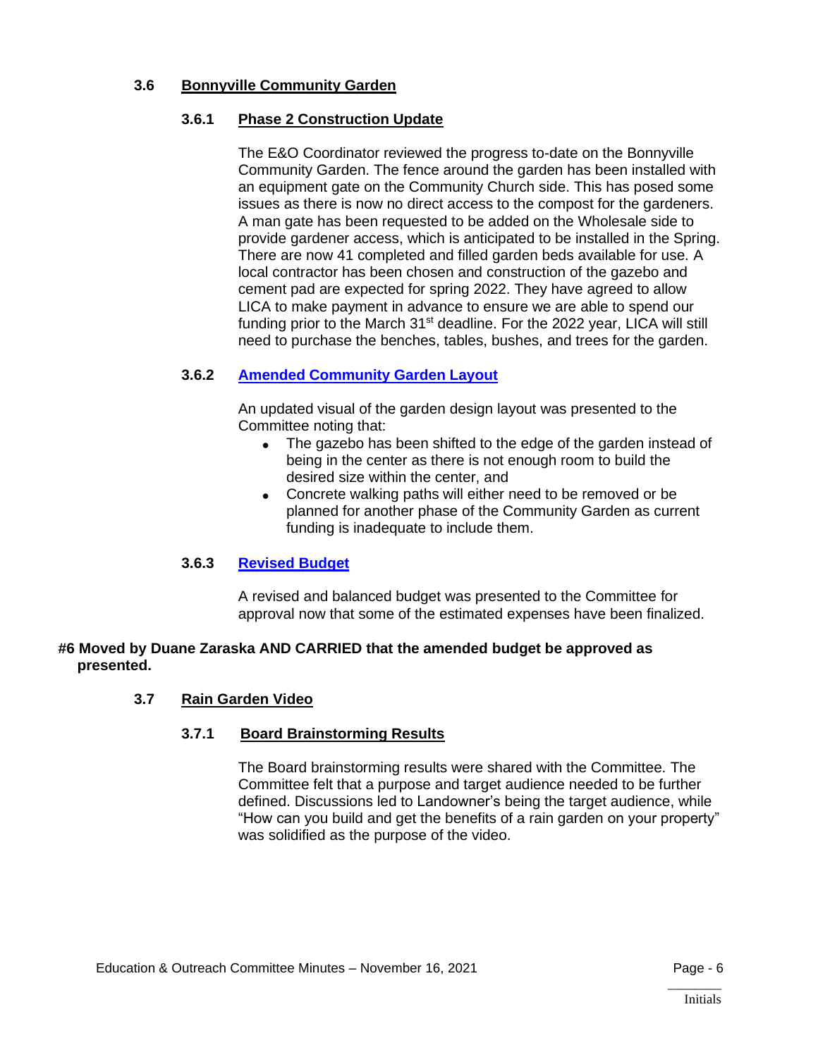### 3.6 Bonnyville Community Garden

#### 3.6.1 Phase 2 Construction Update

The E&O Coordinator reviewed the progress to-date on the Bonnyville Community Garden. The fence around the garden has been installed with an equipment gate on the Community Church side. This has posed some issues as there is now no direct access to the compost for the gardeners. A man gate has been requested to be added on the Wholesale side to provide gardener access, which is anticipated to be installed in the Spring. There are now 41 completed and filled garden beds available for use. A local contractor has been chosen and construction of the gazebo and cement pad are expected for spring 2022. They have agreed to allow LICA to make payment in advance to ensure we are able to spend our funding prior to the March 31st deadline. For the 2022 year, LICA will still need to purchase the benches, tables, bushes, and trees for the garden.

#### 3.6.2 Amended Community Garden Layout

An updated visual of the garden design layout was presented to the Committee noting that:

- The gazebo has been shifted to the edge of the garden instead of being in the center as there is not enough room to build the desired size within the center, and
- Concrete walking paths will either need to be removed or be planned for another phase of the Community Garden as current funding is inadequate to include them.

#### 3.6.3 Revised Budget

A revised and balanced budget was presented to the Committee for approval now that some of the estimated expenses have been finalized.

**#6 Moved by Duane Zaraska AND CARRIED that the amended budget be approved as presented.**

### 3.7 Rain Garden Video

#### 3.7.1 Board Brainstorming Results

The Board brainstorming results were shared with the Committee. The Committee felt that a purpose and target audience needed to be further defined. Discussions led to Landowner's being the target audience, while "How can you build and get the benefits of a rain garden on your property" was solidified as the purpose of the video.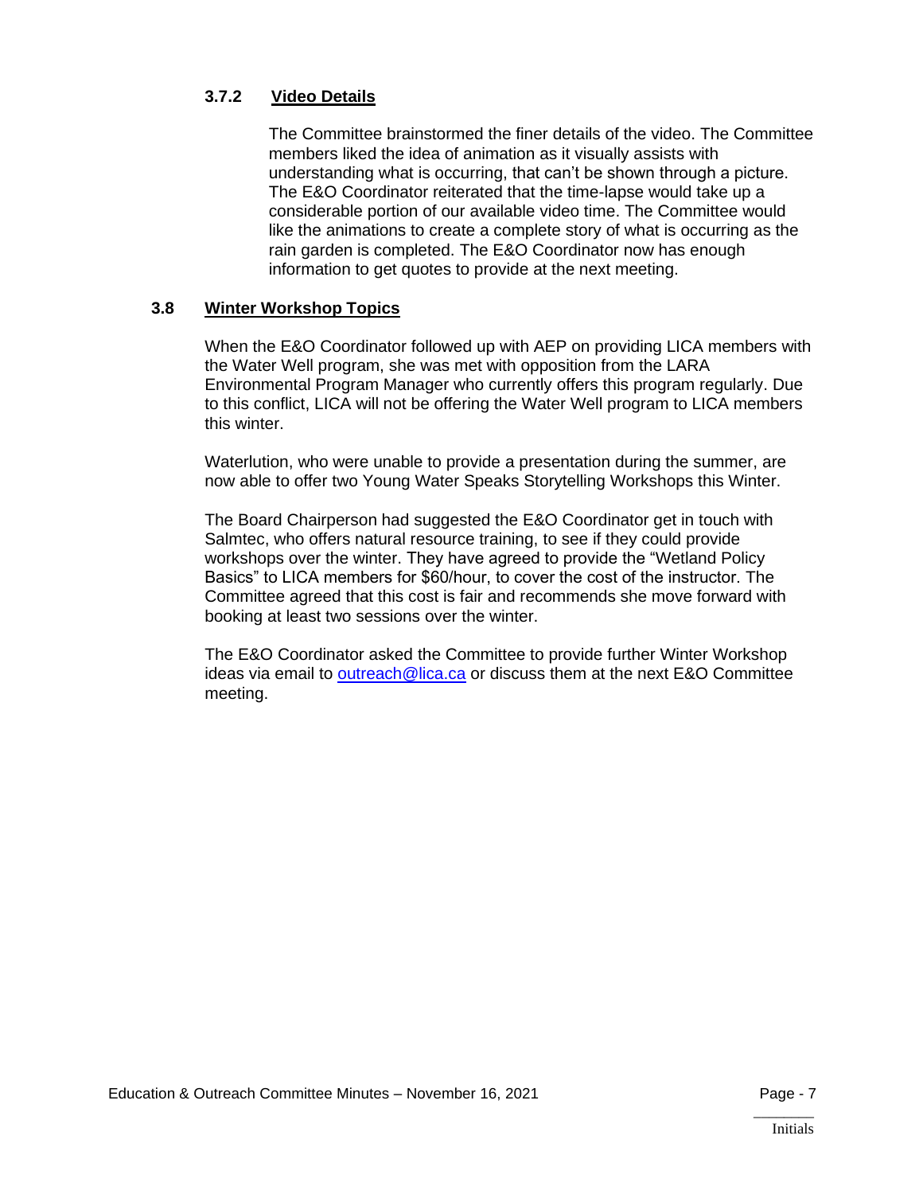#### 3.7.2 Video Details

The Committee brainstormed the finer details of the video. The Committee members liked the idea of animation as it visually assists with understanding what is occurring, that can't be shown through a picture. The E&O Coordinator reiterated that the time-lapse would take up a considerable portion of our available video time. The Committee would like the animations to create a complete story of what is occurring as the rain garden is completed. The E&O Coordinator now has enough information to get quotes to provide at the next meeting.

### 3.8 Winter Workshop Topics

When the E&O Coordinator followed up with AEP on providing LICA members with the Water Well program, she was met with opposition from the LARA Environmental Program Manager who currently offers this program regularly. Due to this conflict, LICA will not be offering the Water Well program to LICA members this winter.

Waterlution, who were unable to provide a presentation during the summer, are now able to offer two Young Water Speaks Storytelling Workshops this Winter.

The Board Chairperson had suggested the E&O Coordinator get in touch with Salmtec, who offers natural resource training, to see if they could provide workshops over the winter. They have agreed to provide the "Wetland Policy Basics" to LICA members for $60/hour, to cover the cost of the instructor. The Committee agreed that this cost is fair and recommends she move forward with booking at least two sessions over the winter.

The E&O Coordinator asked the Committee to provide further Winter Workshop ideas via email to outreach@lica.ca or discuss them at the next E&O Committee meeting.

________
Initials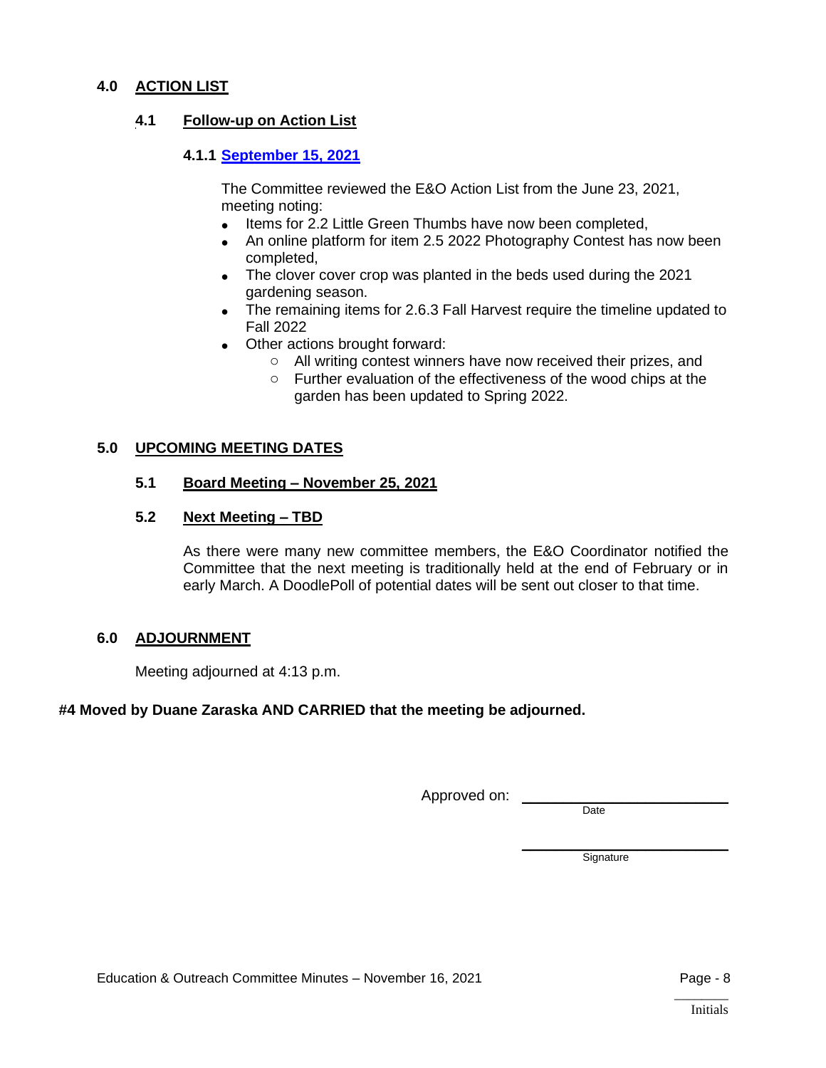## 4.0 ACTION LIST

### 4.1 Follow-up on Action List

#### 4.1.1 September 15, 2021

The Committee reviewed the E&O Action List from the June 23, 2021, meeting noting:

- Items for 2.2 Little Green Thumbs have now been completed,
- An online platform for item 2.5 2022 Photography Contest has now been completed,
- The clover cover crop was planted in the beds used during the 2021 gardening season.
- The remaining items for 2.6.3 Fall Harvest require the timeline updated to Fall 2022
- Other actions brought forward:
  - All writing contest winners have now received their prizes, and
  - Further evaluation of the effectiveness of the wood chips at the garden has been updated to Spring 2022.

## 5.0 UPCOMING MEETING DATES

### 5.1 Board Meeting – November 25, 2021

### 5.2 Next Meeting – TBD

As there were many new committee members, the E&O Coordinator notified the Committee that the next meeting is traditionally held at the end of February or in early March. A DoodlePoll of potential dates will be sent out closer to that time.

## 6.0 ADJOURNMENT

Meeting adjourned at 4:13 p.m.

**#4 Moved by Duane Zaraska AND CARRIED that the meeting be adjourned.**

Approved on: ______________________
Date

______________________
Signature

Initials